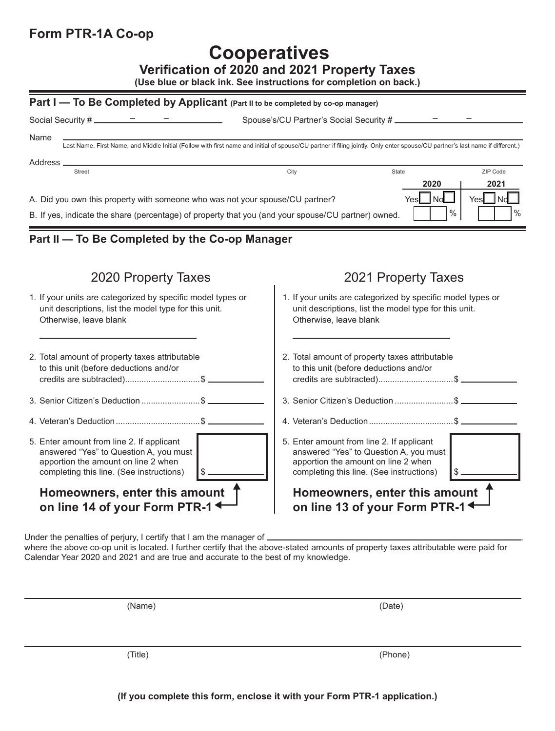# Form PTR-1A Co-op

## Cooperatives

### Verification of 2020 and 2021 Property Taxes

**(Use blue or black ink. See instructions for completion on back.)**

**Part I — To Be Completed by Applicant** (Part II to be completed by co-op manager)

Social Security # ______ – ______ – ______ Spouse's/CU Partner's Social Security # ______ – ______ – ______

Name ______________________________________________

Last Name, First Name, and Middle Initial (Follow with first name and initial of spouse/CU partner if filing jointly. Only enter spouse/CU partner's last name if different.)

Address ______________________________________________

Street | City | State | ZIP Code

| | 2020 | 2021 |
|---|---|---|
| A. Did you own this property with someone who was not your spouse/CU partner? | Yes ☐ No ☐ | Yes ☐ No ☐ |
| B. If yes, indicate the share (percentage) of property that you (and your spouse/CU partner) owned. | % | % |

**Part II — To Be Completed by the Co-op Manager**

## 2020 Property Taxes

1. If your units are categorized by specific model types or unit descriptions, list the model type for this unit. Otherwise, leave blank

   ______________________

2. Total amount of property taxes attributable to this unit (before deductions and/or credits are subtracted)................................$ __________

3. Senior Citizen's Deduction .........................$ __________

4. Veteran's Deduction ...................................$ __________

5. Enter amount from line 2. If applicant answered "Yes" to Question A, you must apportion the amount on line 2 when completing this line. (See instructions) $ __________

**Homeowners, enter this amount on line 14 of your Form PTR-1**

## 2021 Property Taxes

1. If your units are categorized by specific model types or unit descriptions, list the model type for this unit. Otherwise, leave blank

   ______________________

2. Total amount of property taxes attributable to this unit (before deductions and/or credits are subtracted)................................$ __________

3. Senior Citizen's Deduction .........................$ __________

4. Veteran's Deduction ...................................$ __________

5. Enter amount from line 2. If applicant answered "Yes" to Question A, you must apportion the amount on line 2 when completing this line. (See instructions) $ __________

**Homeowners, enter this amount on line 13 of your Form PTR-1**

Under the penalties of perjury, I certify that I am the manager of ______________________________, where the above co-op unit is located. I further certify that the above-stated amounts of property taxes attributable were paid for Calendar Year 2020 and 2021 and are true and accurate to the best of my knowledge.

______________________________ ______________________________

(Name) (Date)

______________________________ ______________________________

(Title) (Phone)

**(If you complete this form, enclose it with your Form PTR-1 application.)**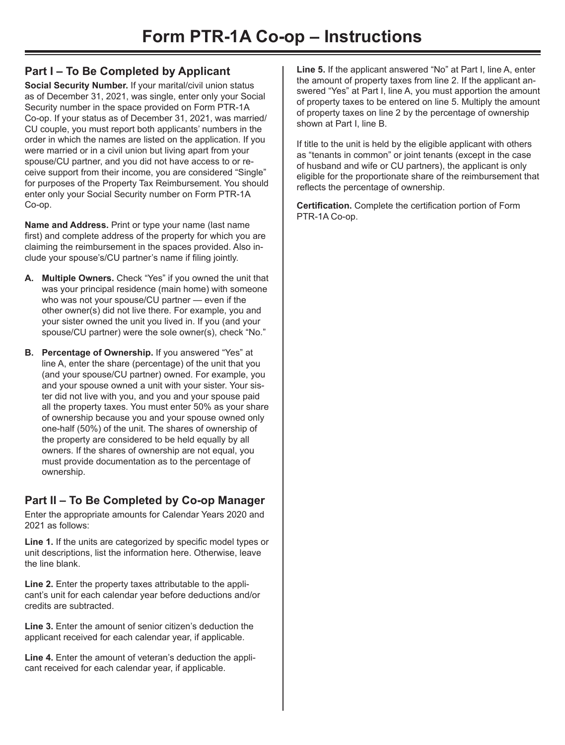# Form PTR-1A Co-op – Instructions

## Part I – To Be Completed by Applicant

**Social Security Number.** If your marital/civil union status as of December 31, 2021, was single, enter only your Social Security number in the space provided on Form PTR-1A Co-op. If your status as of December 31, 2021, was married/CU couple, you must report both applicants' numbers in the order in which the names are listed on the application. If you were married or in a civil union but living apart from your spouse/CU partner, and you did not have access to or receive support from their income, you are considered "Single" for purposes of the Property Tax Reimbursement. You should enter only your Social Security number on Form PTR-1A Co-op.

**Name and Address.** Print or type your name (last name first) and complete address of the property for which you are claiming the reimbursement in the spaces provided. Also include your spouse's/CU partner's name if filing jointly.

**A. Multiple Owners.** Check "Yes" if you owned the unit that was your principal residence (main home) with someone who was not your spouse/CU partner — even if the other owner(s) did not live there. For example, you and your sister owned the unit you lived in. If you (and your spouse/CU partner) were the sole owner(s), check "No."

**B. Percentage of Ownership.** If you answered "Yes" at line A, enter the share (percentage) of the unit that you (and your spouse/CU partner) owned. For example, you and your spouse owned a unit with your sister. Your sister did not live with you, and you and your spouse paid all the property taxes. You must enter 50% as your share of ownership because you and your spouse owned only one-half (50%) of the unit. The shares of ownership of the property are considered to be held equally by all owners. If the shares of ownership are not equal, you must provide documentation as to the percentage of ownership.

## Part II – To Be Completed by Co-op Manager

Enter the appropriate amounts for Calendar Years 2020 and 2021 as follows:

**Line 1.** If the units are categorized by specific model types or unit descriptions, list the information here. Otherwise, leave the line blank.

**Line 2.** Enter the property taxes attributable to the applicant's unit for each calendar year before deductions and/or credits are subtracted.

**Line 3.** Enter the amount of senior citizen's deduction the applicant received for each calendar year, if applicable.

**Line 4.** Enter the amount of veteran's deduction the applicant received for each calendar year, if applicable.

**Line 5.** If the applicant answered "No" at Part I, line A, enter the amount of property taxes from line 2. If the applicant answered "Yes" at Part I, line A, you must apportion the amount of property taxes to be entered on line 5. Multiply the amount of property taxes on line 2 by the percentage of ownership shown at Part I, line B.

If title to the unit is held by the eligible applicant with others as "tenants in common" or joint tenants (except in the case of husband and wife or CU partners), the applicant is only eligible for the proportionate share of the reimbursement that reflects the percentage of ownership.

**Certification.** Complete the certification portion of Form PTR-1A Co-op.